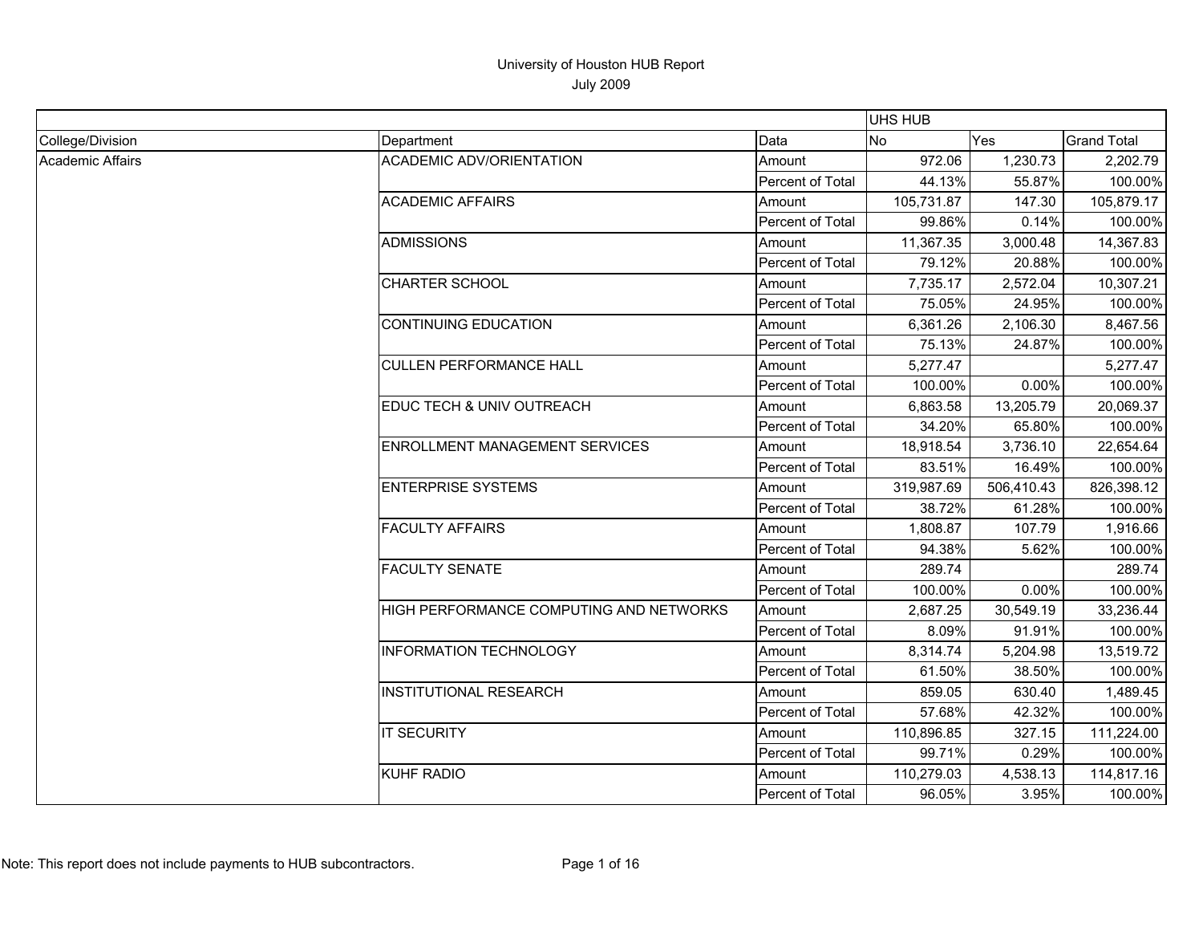# University of Houston HUB Report

July 2009

| | | | UHS HUB | | |
|---|---|---|---|---|---|
| College/Division | Department | Data | No | Yes | Grand Total |
| Academic Affairs | ACADEMIC ADV/ORIENTATION | Amount | 972.06 | 1,230.73 | 2,202.79 |
| | | Percent of Total | 44.13% | 55.87% | 100.00% |
| | ACADEMIC AFFAIRS | Amount | 105,731.87 | 147.30 | 105,879.17 |
| | | Percent of Total | 99.86% | 0.14% | 100.00% |
| | ADMISSIONS | Amount | 11,367.35 | 3,000.48 | 14,367.83 |
| | | Percent of Total | 79.12% | 20.88% | 100.00% |
| | CHARTER SCHOOL | Amount | 7,735.17 | 2,572.04 | 10,307.21 |
| | | Percent of Total | 75.05% | 24.95% | 100.00% |
| | CONTINUING EDUCATION | Amount | 6,361.26 | 2,106.30 | 8,467.56 |
| | | Percent of Total | 75.13% | 24.87% | 100.00% |
| | CULLEN PERFORMANCE HALL | Amount | 5,277.47 | | 5,277.47 |
| | | Percent of Total | 100.00% | 0.00% | 100.00% |
| | EDUC TECH & UNIV OUTREACH | Amount | 6,863.58 | 13,205.79 | 20,069.37 |
| | | Percent of Total | 34.20% | 65.80% | 100.00% |
| | ENROLLMENT MANAGEMENT SERVICES | Amount | 18,918.54 | 3,736.10 | 22,654.64 |
| | | Percent of Total | 83.51% | 16.49% | 100.00% |
| | ENTERPRISE SYSTEMS | Amount | 319,987.69 | 506,410.43 | 826,398.12 |
| | | Percent of Total | 38.72% | 61.28% | 100.00% |
| | FACULTY AFFAIRS | Amount | 1,808.87 | 107.79 | 1,916.66 |
| | | Percent of Total | 94.38% | 5.62% | 100.00% |
| | FACULTY SENATE | Amount | 289.74 | | 289.74 |
| | | Percent of Total | 100.00% | 0.00% | 100.00% |
| | HIGH PERFORMANCE COMPUTING AND NETWORKS | Amount | 2,687.25 | 30,549.19 | 33,236.44 |
| | | Percent of Total | 8.09% | 91.91% | 100.00% |
| | INFORMATION TECHNOLOGY | Amount | 8,314.74 | 5,204.98 | 13,519.72 |
| | | Percent of Total | 61.50% | 38.50% | 100.00% |
| | INSTITUTIONAL RESEARCH | Amount | 859.05 | 630.40 | 1,489.45 |
| | | Percent of Total | 57.68% | 42.32% | 100.00% |
| | IT SECURITY | Amount | 110,896.85 | 327.15 | 111,224.00 |
| | | Percent of Total | 99.71% | 0.29% | 100.00% |
| | KUHF RADIO | Amount | 110,279.03 | 4,538.13 | 114,817.16 |
| | | Percent of Total | 96.05% | 3.95% | 100.00% |

Note: This report does not include payments to HUB subcontractors.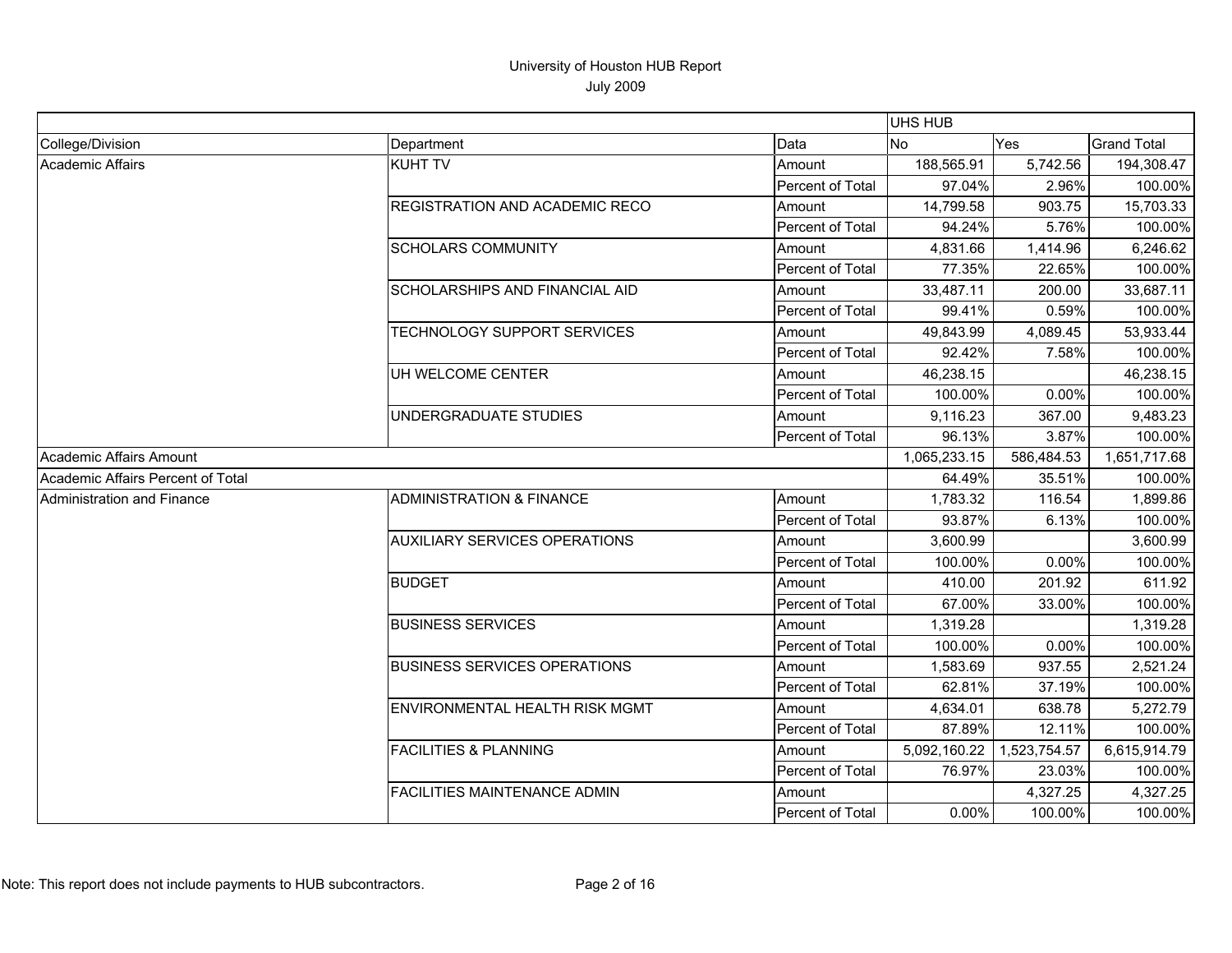# University of Houston HUB Report

July 2009

| | | | UHS HUB | | |
|---|---|---|---|---|---|
| College/Division | Department | Data | No | Yes | Grand Total |
| Academic Affairs | KUHT TV | Amount | 188,565.91 | 5,742.56 | 194,308.47 |
| | | Percent of Total | 97.04% | 2.96% | 100.00% |
| | REGISTRATION AND ACADEMIC RECO | Amount | 14,799.58 | 903.75 | 15,703.33 |
| | | Percent of Total | 94.24% | 5.76% | 100.00% |
| | SCHOLARS COMMUNITY | Amount | 4,831.66 | 1,414.96 | 6,246.62 |
| | | Percent of Total | 77.35% | 22.65% | 100.00% |
| | SCHOLARSHIPS AND FINANCIAL AID | Amount | 33,487.11 | 200.00 | 33,687.11 |
| | | Percent of Total | 99.41% | 0.59% | 100.00% |
| | TECHNOLOGY SUPPORT SERVICES | Amount | 49,843.99 | 4,089.45 | 53,933.44 |
| | | Percent of Total | 92.42% | 7.58% | 100.00% |
| | UH WELCOME CENTER | Amount | 46,238.15 | | 46,238.15 |
| | | Percent of Total | 100.00% | 0.00% | 100.00% |
| | UNDERGRADUATE STUDIES | Amount | 9,116.23 | 367.00 | 9,483.23 |
| | | Percent of Total | 96.13% | 3.87% | 100.00% |
| Academic Affairs Amount | | | 1,065,233.15 | 586,484.53 | 1,651,717.68 |
| Academic Affairs Percent of Total | | | 64.49% | 35.51% | 100.00% |
| Administration and Finance | ADMINISTRATION & FINANCE | Amount | 1,783.32 | 116.54 | 1,899.86 |
| | | Percent of Total | 93.87% | 6.13% | 100.00% |
| | AUXILIARY SERVICES OPERATIONS | Amount | 3,600.99 | | 3,600.99 |
| | | Percent of Total | 100.00% | 0.00% | 100.00% |
| | BUDGET | Amount | 410.00 | 201.92 | 611.92 |
| | | Percent of Total | 67.00% | 33.00% | 100.00% |
| | BUSINESS SERVICES | Amount | 1,319.28 | | 1,319.28 |
| | | Percent of Total | 100.00% | 0.00% | 100.00% |
| | BUSINESS SERVICES OPERATIONS | Amount | 1,583.69 | 937.55 | 2,521.24 |
| | | Percent of Total | 62.81% | 37.19% | 100.00% |
| | ENVIRONMENTAL HEALTH RISK MGMT | Amount | 4,634.01 | 638.78 | 5,272.79 |
| | | Percent of Total | 87.89% | 12.11% | 100.00% |
| | FACILITIES & PLANNING | Amount | 5,092,160.22 | 1,523,754.57 | 6,615,914.79 |
| | | Percent of Total | 76.97% | 23.03% | 100.00% |
| | FACILITIES MAINTENANCE ADMIN | Amount | | 4,327.25 | 4,327.25 |
| | | Percent of Total | 0.00% | 100.00% | 100.00% |

Note: This report does not include payments to HUB subcontractors.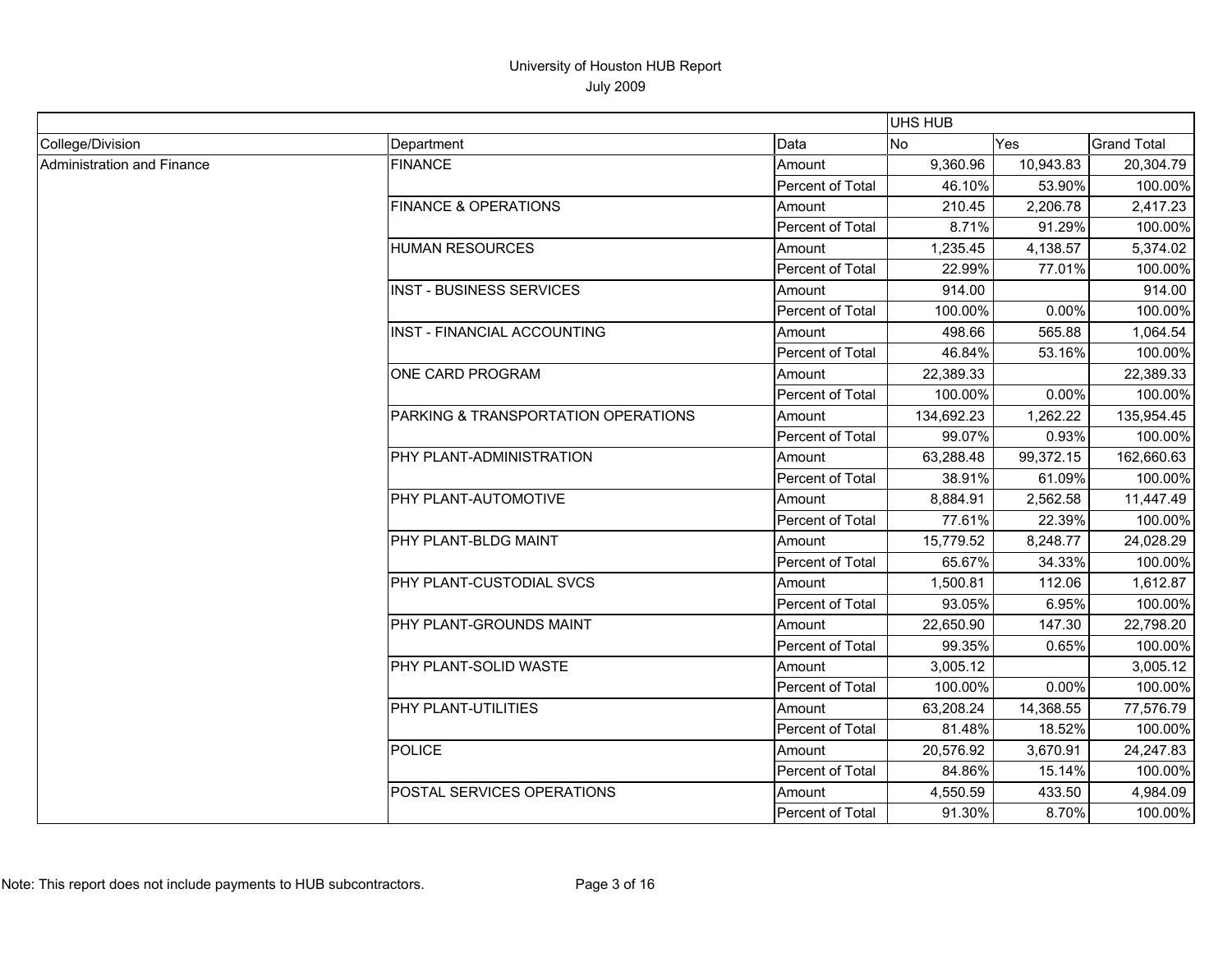# University of Houston HUB Report

July 2009

| | | | UHS HUB | | |
|---|---|---|---|---|---|
| College/Division | Department | Data | No | Yes | Grand Total |
| Administration and Finance | FINANCE | Amount | 9,360.96 | 10,943.83 | 20,304.79 |
| | | Percent of Total | 46.10% | 53.90% | 100.00% |
| | FINANCE & OPERATIONS | Amount | 210.45 | 2,206.78 | 2,417.23 |
| | | Percent of Total | 8.71% | 91.29% | 100.00% |
| | HUMAN RESOURCES | Amount | 1,235.45 | 4,138.57 | 5,374.02 |
| | | Percent of Total | 22.99% | 77.01% | 100.00% |
| | INST - BUSINESS SERVICES | Amount | 914.00 | | 914.00 |
| | | Percent of Total | 100.00% | 0.00% | 100.00% |
| | INST - FINANCIAL ACCOUNTING | Amount | 498.66 | 565.88 | 1,064.54 |
| | | Percent of Total | 46.84% | 53.16% | 100.00% |
| | ONE CARD PROGRAM | Amount | 22,389.33 | | 22,389.33 |
| | | Percent of Total | 100.00% | 0.00% | 100.00% |
| | PARKING & TRANSPORTATION OPERATIONS | Amount | 134,692.23 | 1,262.22 | 135,954.45 |
| | | Percent of Total | 99.07% | 0.93% | 100.00% |
| | PHY PLANT-ADMINISTRATION | Amount | 63,288.48 | 99,372.15 | 162,660.63 |
| | | Percent of Total | 38.91% | 61.09% | 100.00% |
| | PHY PLANT-AUTOMOTIVE | Amount | 8,884.91 | 2,562.58 | 11,447.49 |
| | | Percent of Total | 77.61% | 22.39% | 100.00% |
| | PHY PLANT-BLDG MAINT | Amount | 15,779.52 | 8,248.77 | 24,028.29 |
| | | Percent of Total | 65.67% | 34.33% | 100.00% |
| | PHY PLANT-CUSTODIAL SVCS | Amount | 1,500.81 | 112.06 | 1,612.87 |
| | | Percent of Total | 93.05% | 6.95% | 100.00% |
| | PHY PLANT-GROUNDS MAINT | Amount | 22,650.90 | 147.30 | 22,798.20 |
| | | Percent of Total | 99.35% | 0.65% | 100.00% |
| | PHY PLANT-SOLID WASTE | Amount | 3,005.12 | | 3,005.12 |
| | | Percent of Total | 100.00% | 0.00% | 100.00% |
| | PHY PLANT-UTILITIES | Amount | 63,208.24 | 14,368.55 | 77,576.79 |
| | | Percent of Total | 81.48% | 18.52% | 100.00% |
| | POLICE | Amount | 20,576.92 | 3,670.91 | 24,247.83 |
| | | Percent of Total | 84.86% | 15.14% | 100.00% |
| | POSTAL SERVICES OPERATIONS | Amount | 4,550.59 | 433.50 | 4,984.09 |
| | | Percent of Total | 91.30% | 8.70% | 100.00% |

Note: This report does not include payments to HUB subcontractors.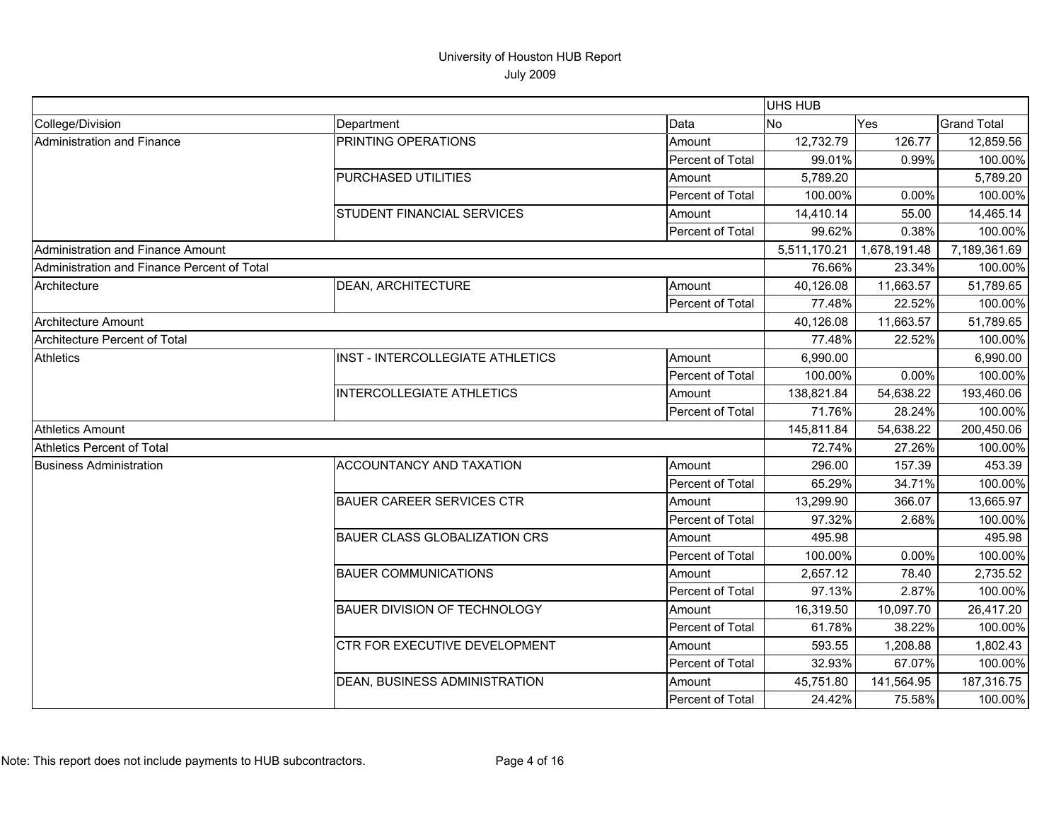# University of Houston HUB Report

July 2009

| | | | UHS HUB | | |
|---|---|---|---|---|---|
| College/Division | Department | Data | No | Yes | Grand Total |
| Administration and Finance | PRINTING OPERATIONS | Amount | 12,732.79 | 126.77 | 12,859.56 |
| | | Percent of Total | 99.01% | 0.99% | 100.00% |
| | PURCHASED UTILITIES | Amount | 5,789.20 | | 5,789.20 |
| | | Percent of Total | 100.00% | 0.00% | 100.00% |
| | STUDENT FINANCIAL SERVICES | Amount | 14,410.14 | 55.00 | 14,465.14 |
| | | Percent of Total | 99.62% | 0.38% | 100.00% |
| Administration and Finance Amount | | | 5,511,170.21 | 1,678,191.48 | 7,189,361.69 |
| Administration and Finance Percent of Total | | | 76.66% | 23.34% | 100.00% |
| Architecture | DEAN, ARCHITECTURE | Amount | 40,126.08 | 11,663.57 | 51,789.65 |
| | | Percent of Total | 77.48% | 22.52% | 100.00% |
| Architecture Amount | | | 40,126.08 | 11,663.57 | 51,789.65 |
| Architecture Percent of Total | | | 77.48% | 22.52% | 100.00% |
| Athletics | INST - INTERCOLLEGIATE ATHLETICS | Amount | 6,990.00 | | 6,990.00 |
| | | Percent of Total | 100.00% | 0.00% | 100.00% |
| | INTERCOLLEGIATE ATHLETICS | Amount | 138,821.84 | 54,638.22 | 193,460.06 |
| | | Percent of Total | 71.76% | 28.24% | 100.00% |
| Athletics Amount | | | 145,811.84 | 54,638.22 | 200,450.06 |
| Athletics Percent of Total | | | 72.74% | 27.26% | 100.00% |
| Business Administration | ACCOUNTANCY AND TAXATION | Amount | 296.00 | 157.39 | 453.39 |
| | | Percent of Total | 65.29% | 34.71% | 100.00% |
| | BAUER CAREER SERVICES CTR | Amount | 13,299.90 | 366.07 | 13,665.97 |
| | | Percent of Total | 97.32% | 2.68% | 100.00% |
| | BAUER CLASS GLOBALIZATION CRS | Amount | 495.98 | | 495.98 |
| | | Percent of Total | 100.00% | 0.00% | 100.00% |
| | BAUER COMMUNICATIONS | Amount | 2,657.12 | 78.40 | 2,735.52 |
| | | Percent of Total | 97.13% | 2.87% | 100.00% |
| | BAUER DIVISION OF TECHNOLOGY | Amount | 16,319.50 | 10,097.70 | 26,417.20 |
| | | Percent of Total | 61.78% | 38.22% | 100.00% |
| | CTR FOR EXECUTIVE DEVELOPMENT | Amount | 593.55 | 1,208.88 | 1,802.43 |
| | | Percent of Total | 32.93% | 67.07% | 100.00% |
| | DEAN, BUSINESS ADMINISTRATION | Amount | 45,751.80 | 141,564.95 | 187,316.75 |
| | | Percent of Total | 24.42% | 75.58% | 100.00% |

Note: This report does not include payments to HUB subcontractors.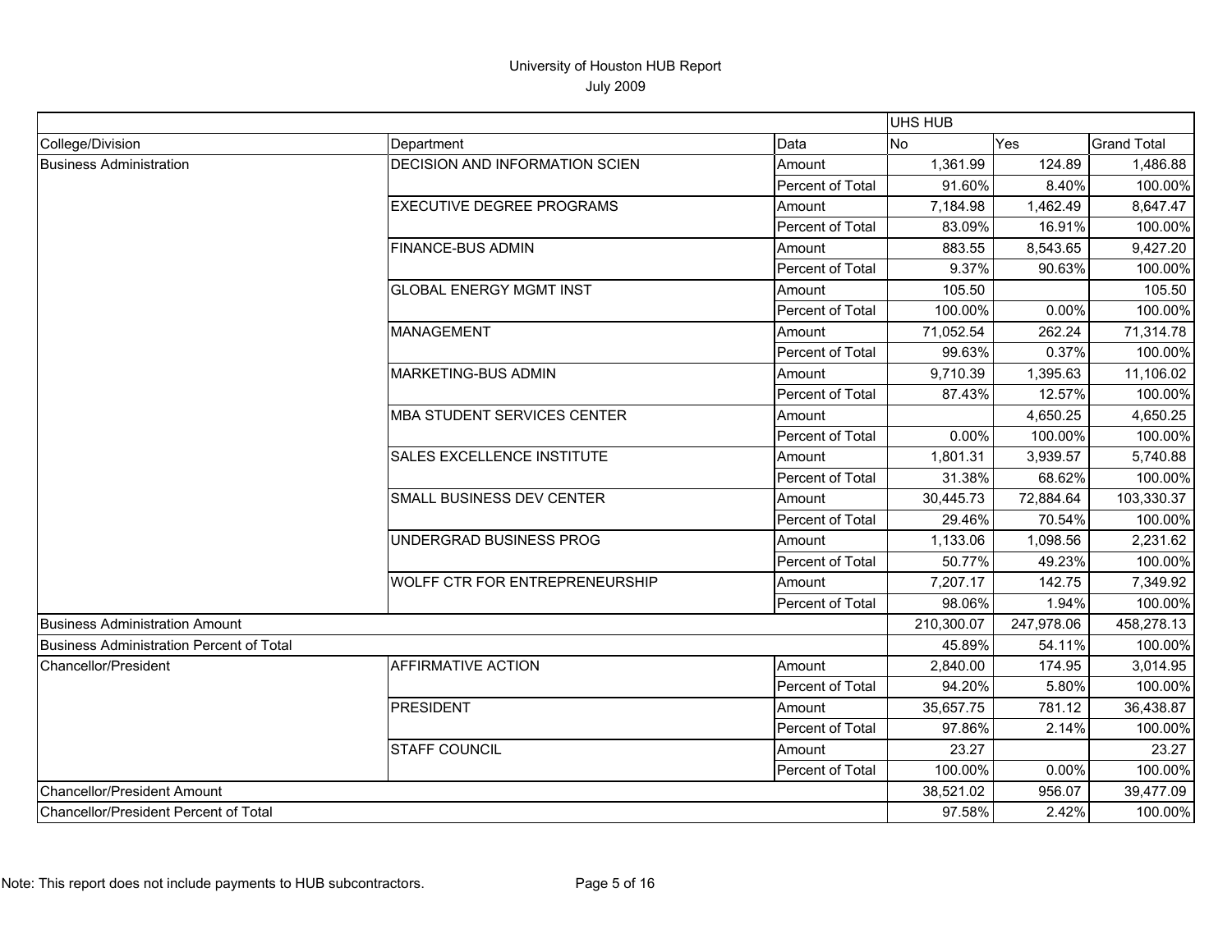# University of Houston HUB Report

July 2009

| College/Division | Department | Data | UHS HUB No | Yes | Grand Total |
|---|---|---|---|---|---|
| Business Administration | DECISION AND INFORMATION SCIEN | Amount | 1,361.99 | 124.89 | 1,486.88 |
| | | Percent of Total | 91.60% | 8.40% | 100.00% |
| | EXECUTIVE DEGREE PROGRAMS | Amount | 7,184.98 | 1,462.49 | 8,647.47 |
| | | Percent of Total | 83.09% | 16.91% | 100.00% |
| | FINANCE-BUS ADMIN | Amount | 883.55 | 8,543.65 | 9,427.20 |
| | | Percent of Total | 9.37% | 90.63% | 100.00% |
| | GLOBAL ENERGY MGMT INST | Amount | 105.50 | | 105.50 |
| | | Percent of Total | 100.00% | 0.00% | 100.00% |
| | MANAGEMENT | Amount | 71,052.54 | 262.24 | 71,314.78 |
| | | Percent of Total | 99.63% | 0.37% | 100.00% |
| | MARKETING-BUS ADMIN | Amount | 9,710.39 | 1,395.63 | 11,106.02 |
| | | Percent of Total | 87.43% | 12.57% | 100.00% |
| | MBA STUDENT SERVICES CENTER | Amount | | 4,650.25 | 4,650.25 |
| | | Percent of Total | 0.00% | 100.00% | 100.00% |
| | SALES EXCELLENCE INSTITUTE | Amount | 1,801.31 | 3,939.57 | 5,740.88 |
| | | Percent of Total | 31.38% | 68.62% | 100.00% |
| | SMALL BUSINESS DEV CENTER | Amount | 30,445.73 | 72,884.64 | 103,330.37 |
| | | Percent of Total | 29.46% | 70.54% | 100.00% |
| | UNDERGRAD BUSINESS PROG | Amount | 1,133.06 | 1,098.56 | 2,231.62 |
| | | Percent of Total | 50.77% | 49.23% | 100.00% |
| | WOLFF CTR FOR ENTREPRENEURSHIP | Amount | 7,207.17 | 142.75 | 7,349.92 |
| | | Percent of Total | 98.06% | 1.94% | 100.00% |
| Business Administration Amount | | | 210,300.07 | 247,978.06 | 458,278.13 |
| Business Administration Percent of Total | | | 45.89% | 54.11% | 100.00% |
| Chancellor/President | AFFIRMATIVE ACTION | Amount | 2,840.00 | 174.95 | 3,014.95 |
| | | Percent of Total | 94.20% | 5.80% | 100.00% |
| | PRESIDENT | Amount | 35,657.75 | 781.12 | 36,438.87 |
| | | Percent of Total | 97.86% | 2.14% | 100.00% |
| | STAFF COUNCIL | Amount | 23.27 | | 23.27 |
| | | Percent of Total | 100.00% | 0.00% | 100.00% |
| Chancellor/President Amount | | | 38,521.02 | 956.07 | 39,477.09 |
| Chancellor/President Percent of Total | | | 97.58% | 2.42% | 100.00% |

Note: This report does not include payments to HUB subcontractors.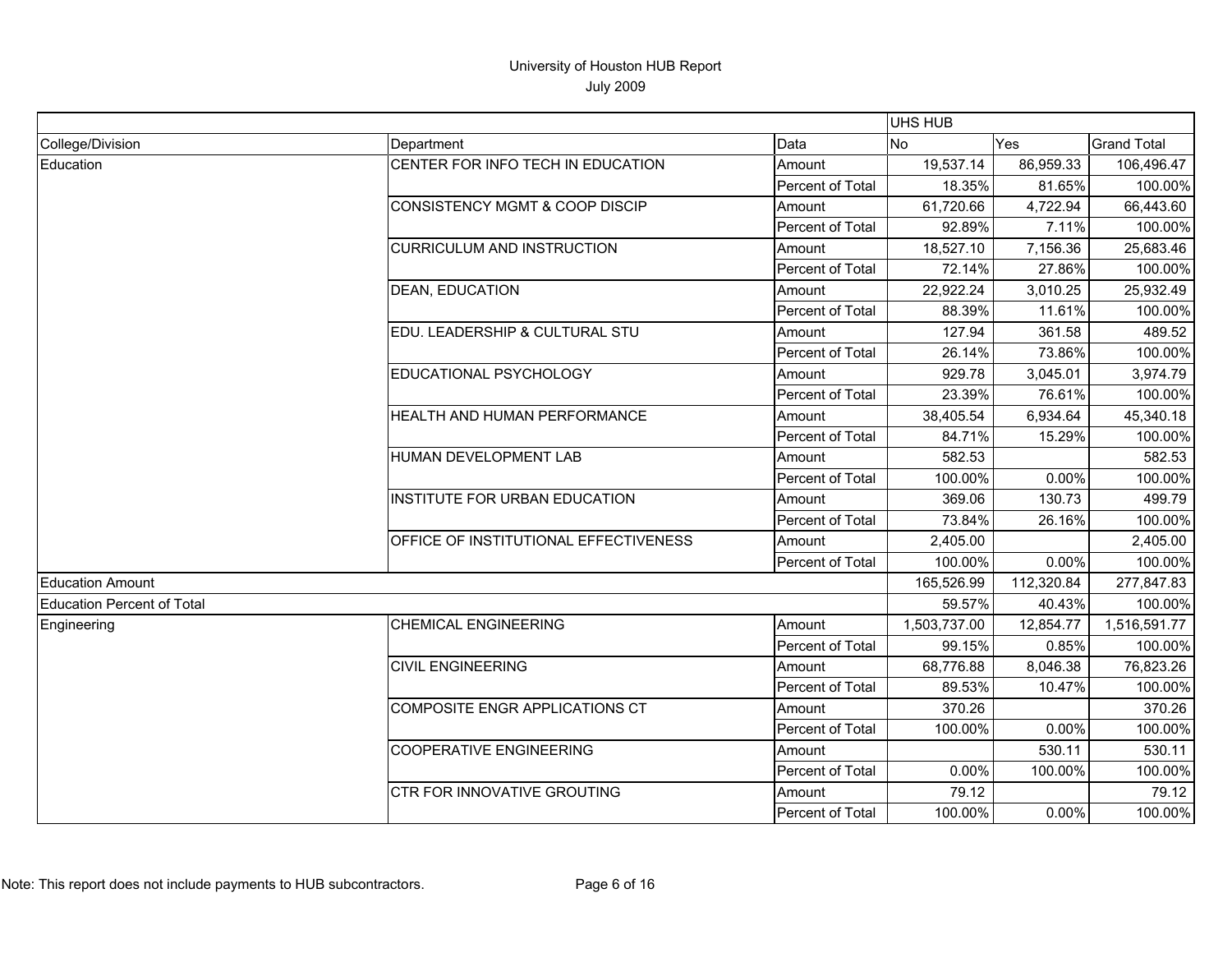# University of Houston HUB Report

July 2009

| | | | UHS HUB | | |
|---|---|---|---|---|---|
| College/Division | Department | Data | No | Yes | Grand Total |
| Education | CENTER FOR INFO TECH IN EDUCATION | Amount | 19,537.14 | 86,959.33 | 106,496.47 |
| | | Percent of Total | 18.35% | 81.65% | 100.00% |
| | CONSISTENCY MGMT & COOP DISCIP | Amount | 61,720.66 | 4,722.94 | 66,443.60 |
| | | Percent of Total | 92.89% | 7.11% | 100.00% |
| | CURRICULUM AND INSTRUCTION | Amount | 18,527.10 | 7,156.36 | 25,683.46 |
| | | Percent of Total | 72.14% | 27.86% | 100.00% |
| | DEAN, EDUCATION | Amount | 22,922.24 | 3,010.25 | 25,932.49 |
| | | Percent of Total | 88.39% | 11.61% | 100.00% |
| | EDU. LEADERSHIP & CULTURAL STU | Amount | 127.94 | 361.58 | 489.52 |
| | | Percent of Total | 26.14% | 73.86% | 100.00% |
| | EDUCATIONAL PSYCHOLOGY | Amount | 929.78 | 3,045.01 | 3,974.79 |
| | | Percent of Total | 23.39% | 76.61% | 100.00% |
| | HEALTH AND HUMAN PERFORMANCE | Amount | 38,405.54 | 6,934.64 | 45,340.18 |
| | | Percent of Total | 84.71% | 15.29% | 100.00% |
| | HUMAN DEVELOPMENT LAB | Amount | 582.53 | | 582.53 |
| | | Percent of Total | 100.00% | 0.00% | 100.00% |
| | INSTITUTE FOR URBAN EDUCATION | Amount | 369.06 | 130.73 | 499.79 |
| | | Percent of Total | 73.84% | 26.16% | 100.00% |
| | OFFICE OF INSTITUTIONAL EFFECTIVENESS | Amount | 2,405.00 | | 2,405.00 |
| | | Percent of Total | 100.00% | 0.00% | 100.00% |
| Education Amount | | | 165,526.99 | 112,320.84 | 277,847.83 |
| Education Percent of Total | | | 59.57% | 40.43% | 100.00% |
| Engineering | CHEMICAL ENGINEERING | Amount | 1,503,737.00 | 12,854.77 | 1,516,591.77 |
| | | Percent of Total | 99.15% | 0.85% | 100.00% |
| | CIVIL ENGINEERING | Amount | 68,776.88 | 8,046.38 | 76,823.26 |
| | | Percent of Total | 89.53% | 10.47% | 100.00% |
| | COMPOSITE ENGR APPLICATIONS CT | Amount | 370.26 | | 370.26 |
| | | Percent of Total | 100.00% | 0.00% | 100.00% |
| | COOPERATIVE ENGINEERING | Amount | | 530.11 | 530.11 |
| | | Percent of Total | 0.00% | 100.00% | 100.00% |
| | CTR FOR INNOVATIVE GROUTING | Amount | 79.12 | | 79.12 |
| | | Percent of Total | 100.00% | 0.00% | 100.00% |

Note: This report does not include payments to HUB subcontractors.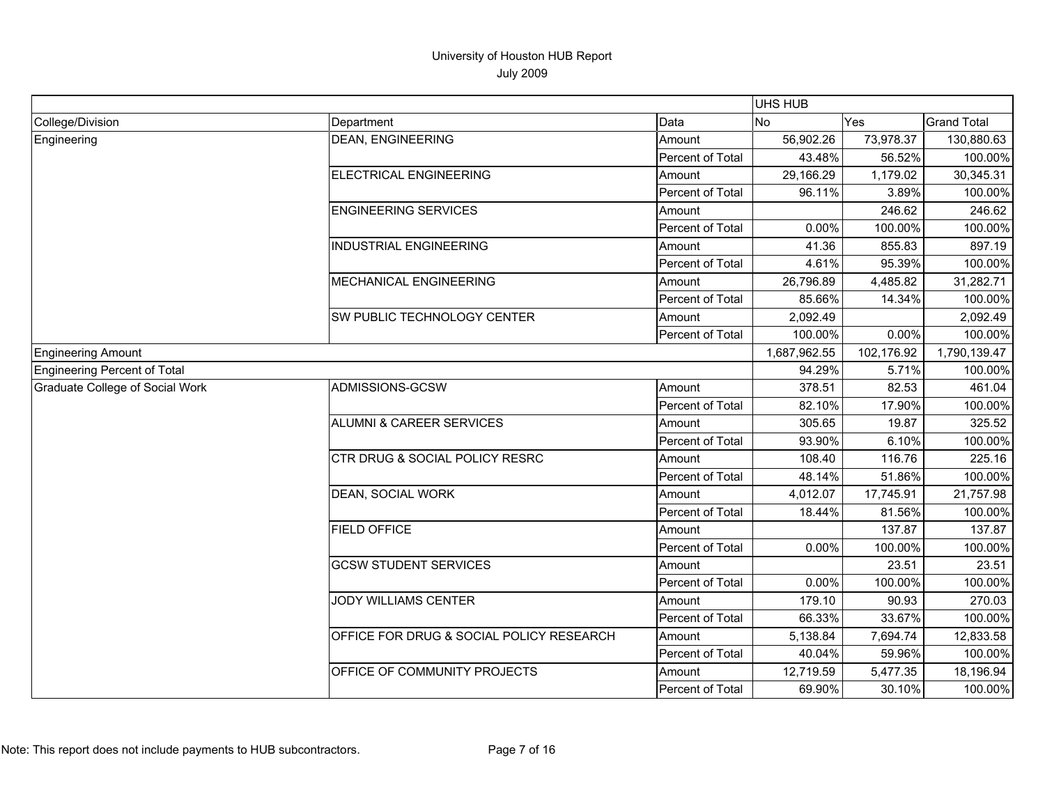# University of Houston HUB Report

July 2009

| | | | UHS HUB | | |
|---|---|---|---|---|---|
| College/Division | Department | Data | No | Yes | Grand Total |
| Engineering | DEAN, ENGINEERING | Amount | 56,902.26 | 73,978.37 | 130,880.63 |
| | | Percent of Total | 43.48% | 56.52% | 100.00% |
| | ELECTRICAL ENGINEERING | Amount | 29,166.29 | 1,179.02 | 30,345.31 |
| | | Percent of Total | 96.11% | 3.89% | 100.00% |
| | ENGINEERING SERVICES | Amount | | 246.62 | 246.62 |
| | | Percent of Total | 0.00% | 100.00% | 100.00% |
| | INDUSTRIAL ENGINEERING | Amount | 41.36 | 855.83 | 897.19 |
| | | Percent of Total | 4.61% | 95.39% | 100.00% |
| | MECHANICAL ENGINEERING | Amount | 26,796.89 | 4,485.82 | 31,282.71 |
| | | Percent of Total | 85.66% | 14.34% | 100.00% |
| | SW PUBLIC TECHNOLOGY CENTER | Amount | 2,092.49 | | 2,092.49 |
| | | Percent of Total | 100.00% | 0.00% | 100.00% |
| Engineering Amount | | | 1,687,962.55 | 102,176.92 | 1,790,139.47 |
| Engineering Percent of Total | | | 94.29% | 5.71% | 100.00% |
| Graduate College of Social Work | ADMISSIONS-GCSW | Amount | 378.51 | 82.53 | 461.04 |
| | | Percent of Total | 82.10% | 17.90% | 100.00% |
| | ALUMNI & CAREER SERVICES | Amount | 305.65 | 19.87 | 325.52 |
| | | Percent of Total | 93.90% | 6.10% | 100.00% |
| | CTR DRUG & SOCIAL POLICY RESRC | Amount | 108.40 | 116.76 | 225.16 |
| | | Percent of Total | 48.14% | 51.86% | 100.00% |
| | DEAN, SOCIAL WORK | Amount | 4,012.07 | 17,745.91 | 21,757.98 |
| | | Percent of Total | 18.44% | 81.56% | 100.00% |
| | FIELD OFFICE | Amount | | 137.87 | 137.87 |
| | | Percent of Total | 0.00% | 100.00% | 100.00% |
| | GCSW STUDENT SERVICES | Amount | | 23.51 | 23.51 |
| | | Percent of Total | 0.00% | 100.00% | 100.00% |
| | JODY WILLIAMS CENTER | Amount | 179.10 | 90.93 | 270.03 |
| | | Percent of Total | 66.33% | 33.67% | 100.00% |
| | OFFICE FOR DRUG & SOCIAL POLICY RESEARCH | Amount | 5,138.84 | 7,694.74 | 12,833.58 |
| | | Percent of Total | 40.04% | 59.96% | 100.00% |
| | OFFICE OF COMMUNITY PROJECTS | Amount | 12,719.59 | 5,477.35 | 18,196.94 |
| | | Percent of Total | 69.90% | 30.10% | 100.00% |

Note: This report does not include payments to HUB subcontractors.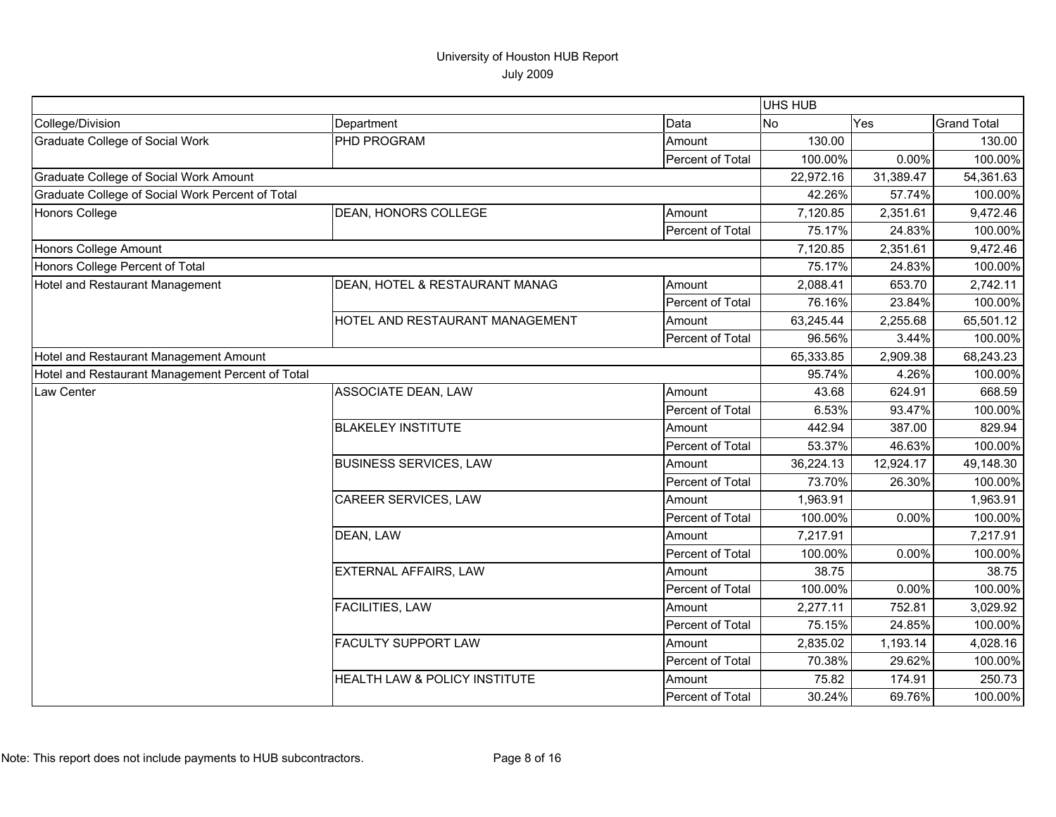# University of Houston HUB Report

July 2009

| | | | UHS HUB | | |
|---|---|---|---|---|---|
| College/Division | Department | Data | No | Yes | Grand Total |
| Graduate College of Social Work | PHD PROGRAM | Amount | 130.00 | | 130.00 |
| | | Percent of Total | 100.00% | 0.00% | 100.00% |
| Graduate College of Social Work Amount | | | 22,972.16 | 31,389.47 | 54,361.63 |
| Graduate College of Social Work Percent of Total | | | 42.26% | 57.74% | 100.00% |
| Honors College | DEAN, HONORS COLLEGE | Amount | 7,120.85 | 2,351.61 | 9,472.46 |
| | | Percent of Total | 75.17% | 24.83% | 100.00% |
| Honors College Amount | | | 7,120.85 | 2,351.61 | 9,472.46 |
| Honors College Percent of Total | | | 75.17% | 24.83% | 100.00% |
| Hotel and Restaurant Management | DEAN, HOTEL & RESTAURANT MANAG | Amount | 2,088.41 | 653.70 | 2,742.11 |
| | | Percent of Total | 76.16% | 23.84% | 100.00% |
| | HOTEL AND RESTAURANT MANAGEMENT | Amount | 63,245.44 | 2,255.68 | 65,501.12 |
| | | Percent of Total | 96.56% | 3.44% | 100.00% |
| Hotel and Restaurant Management Amount | | | 65,333.85 | 2,909.38 | 68,243.23 |
| Hotel and Restaurant Management Percent of Total | | | 95.74% | 4.26% | 100.00% |
| Law Center | ASSOCIATE DEAN, LAW | Amount | 43.68 | 624.91 | 668.59 |
| | | Percent of Total | 6.53% | 93.47% | 100.00% |
| | BLAKELEY INSTITUTE | Amount | 442.94 | 387.00 | 829.94 |
| | | Percent of Total | 53.37% | 46.63% | 100.00% |
| | BUSINESS SERVICES, LAW | Amount | 36,224.13 | 12,924.17 | 49,148.30 |
| | | Percent of Total | 73.70% | 26.30% | 100.00% |
| | CAREER SERVICES, LAW | Amount | 1,963.91 | | 1,963.91 |
| | | Percent of Total | 100.00% | 0.00% | 100.00% |
| | DEAN, LAW | Amount | 7,217.91 | | 7,217.91 |
| | | Percent of Total | 100.00% | 0.00% | 100.00% |
| | EXTERNAL AFFAIRS, LAW | Amount | 38.75 | | 38.75 |
| | | Percent of Total | 100.00% | 0.00% | 100.00% |
| | FACILITIES, LAW | Amount | 2,277.11 | 752.81 | 3,029.92 |
| | | Percent of Total | 75.15% | 24.85% | 100.00% |
| | FACULTY SUPPORT LAW | Amount | 2,835.02 | 1,193.14 | 4,028.16 |
| | | Percent of Total | 70.38% | 29.62% | 100.00% |
| | HEALTH LAW & POLICY INSTITUTE | Amount | 75.82 | 174.91 | 250.73 |
| | | Percent of Total | 30.24% | 69.76% | 100.00% |

Note: This report does not include payments to HUB subcontractors.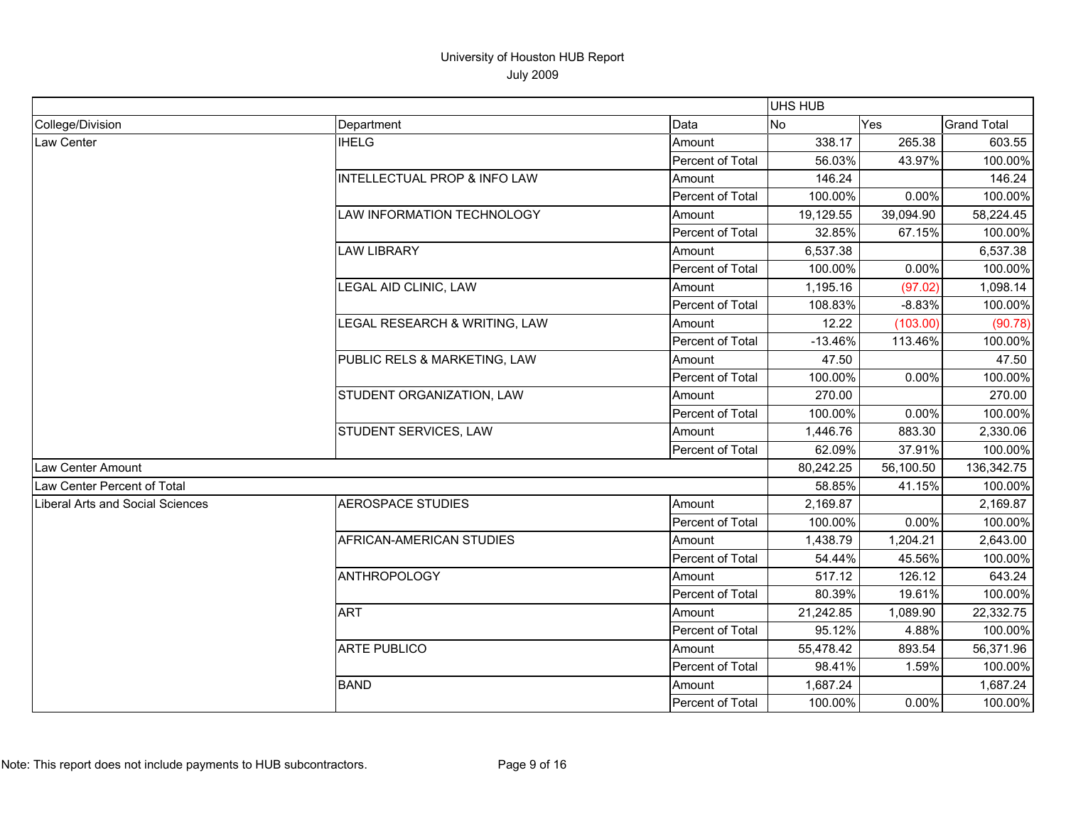University of Houston HUB Report
July 2009

| | | | UHS HUB | | |
|---|---|---|---|---|---|
| College/Division | Department | Data | No | Yes | Grand Total |
| Law Center | IHELG | Amount | 338.17 | 265.38 | 603.55 |
| | | Percent of Total | 56.03% | 43.97% | 100.00% |
| | INTELLECTUAL PROP & INFO LAW | Amount | 146.24 | | 146.24 |
| | | Percent of Total | 100.00% | 0.00% | 100.00% |
| | LAW INFORMATION TECHNOLOGY | Amount | 19,129.55 | 39,094.90 | 58,224.45 |
| | | Percent of Total | 32.85% | 67.15% | 100.00% |
| | LAW LIBRARY | Amount | 6,537.38 | | 6,537.38 |
| | | Percent of Total | 100.00% | 0.00% | 100.00% |
| | LEGAL AID CLINIC, LAW | Amount | 1,195.16 | (97.02) | 1,098.14 |
| | | Percent of Total | 108.83% | -8.83% | 100.00% |
| | LEGAL RESEARCH & WRITING, LAW | Amount | 12.22 | (103.00) | (90.78) |
| | | Percent of Total | -13.46% | 113.46% | 100.00% |
| | PUBLIC RELS & MARKETING, LAW | Amount | 47.50 | | 47.50 |
| | | Percent of Total | 100.00% | 0.00% | 100.00% |
| | STUDENT ORGANIZATION, LAW | Amount | 270.00 | | 270.00 |
| | | Percent of Total | 100.00% | 0.00% | 100.00% |
| | STUDENT SERVICES, LAW | Amount | 1,446.76 | 883.30 | 2,330.06 |
| | | Percent of Total | 62.09% | 37.91% | 100.00% |
| Law Center Amount | | | 80,242.25 | 56,100.50 | 136,342.75 |
| Law Center Percent of Total | | | 58.85% | 41.15% | 100.00% |
| Liberal Arts and Social Sciences | AEROSPACE STUDIES | Amount | 2,169.87 | | 2,169.87 |
| | | Percent of Total | 100.00% | 0.00% | 100.00% |
| | AFRICAN-AMERICAN STUDIES | Amount | 1,438.79 | 1,204.21 | 2,643.00 |
| | | Percent of Total | 54.44% | 45.56% | 100.00% |
| | ANTHROPOLOGY | Amount | 517.12 | 126.12 | 643.24 |
| | | Percent of Total | 80.39% | 19.61% | 100.00% |
| | ART | Amount | 21,242.85 | 1,089.90 | 22,332.75 |
| | | Percent of Total | 95.12% | 4.88% | 100.00% |
| | ARTE PUBLICO | Amount | 55,478.42 | 893.54 | 56,371.96 |
| | | Percent of Total | 98.41% | 1.59% | 100.00% |
| | BAND | Amount | 1,687.24 | | 1,687.24 |
| | | Percent of Total | 100.00% | 0.00% | 100.00% |

Note: This report does not include payments to HUB subcontractors.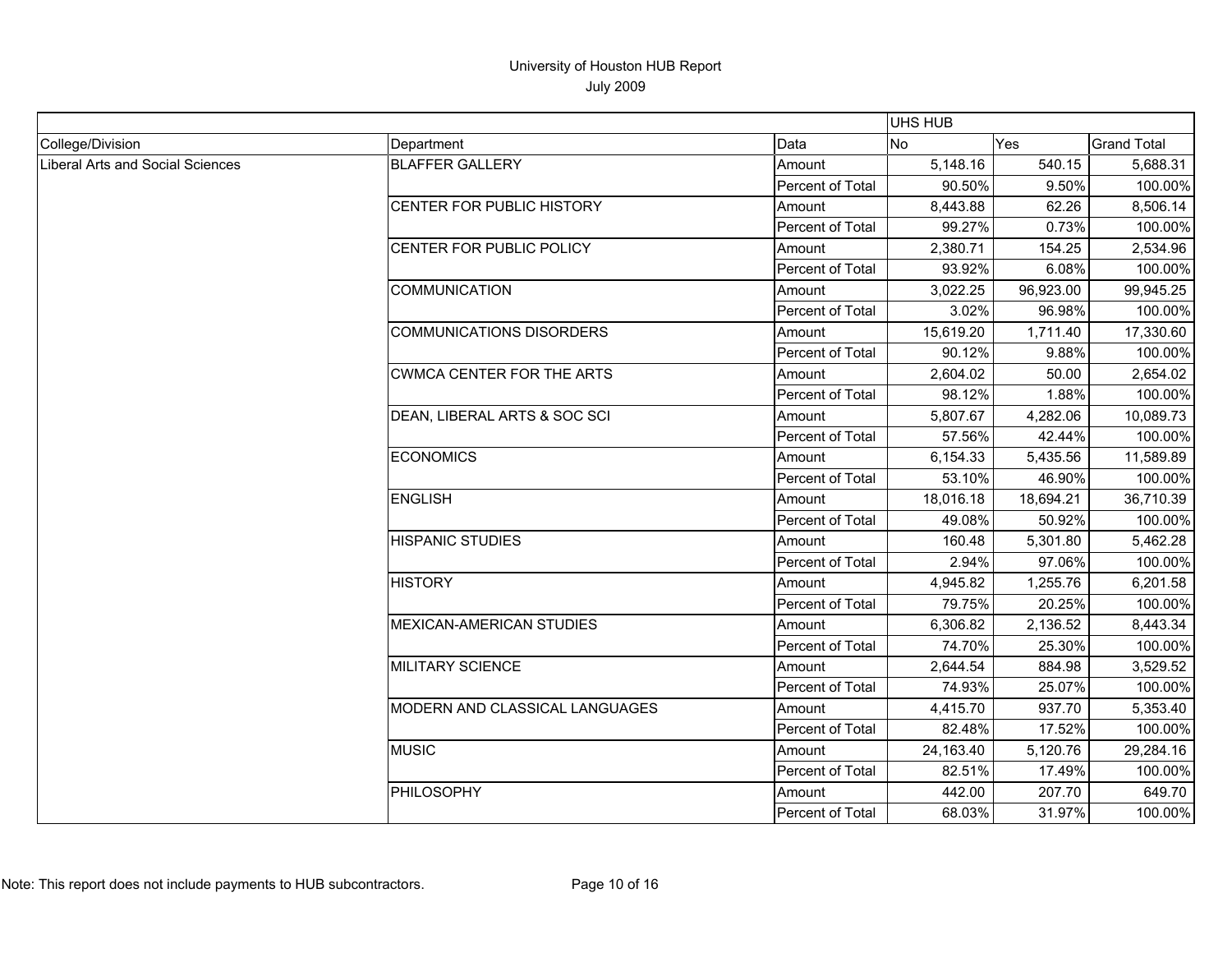# University of Houston HUB Report

July 2009

| | | | UHS HUB | | |
|---|---|---|---|---|---|
| College/Division | Department | Data | No | Yes | Grand Total |
| Liberal Arts and Social Sciences | BLAFFER GALLERY | Amount | 5,148.16 | 540.15 | 5,688.31 |
| | | Percent of Total | 90.50% | 9.50% | 100.00% |
| | CENTER FOR PUBLIC HISTORY | Amount | 8,443.88 | 62.26 | 8,506.14 |
| | | Percent of Total | 99.27% | 0.73% | 100.00% |
| | CENTER FOR PUBLIC POLICY | Amount | 2,380.71 | 154.25 | 2,534.96 |
| | | Percent of Total | 93.92% | 6.08% | 100.00% |
| | COMMUNICATION | Amount | 3,022.25 | 96,923.00 | 99,945.25 |
| | | Percent of Total | 3.02% | 96.98% | 100.00% |
| | COMMUNICATIONS DISORDERS | Amount | 15,619.20 | 1,711.40 | 17,330.60 |
| | | Percent of Total | 90.12% | 9.88% | 100.00% |
| | CWMCA CENTER FOR THE ARTS | Amount | 2,604.02 | 50.00 | 2,654.02 |
| | | Percent of Total | 98.12% | 1.88% | 100.00% |
| | DEAN, LIBERAL ARTS & SOC SCI | Amount | 5,807.67 | 4,282.06 | 10,089.73 |
| | | Percent of Total | 57.56% | 42.44% | 100.00% |
| | ECONOMICS | Amount | 6,154.33 | 5,435.56 | 11,589.89 |
| | | Percent of Total | 53.10% | 46.90% | 100.00% |
| | ENGLISH | Amount | 18,016.18 | 18,694.21 | 36,710.39 |
| | | Percent of Total | 49.08% | 50.92% | 100.00% |
| | HISPANIC STUDIES | Amount | 160.48 | 5,301.80 | 5,462.28 |
| | | Percent of Total | 2.94% | 97.06% | 100.00% |
| | HISTORY | Amount | 4,945.82 | 1,255.76 | 6,201.58 |
| | | Percent of Total | 79.75% | 20.25% | 100.00% |
| | MEXICAN-AMERICAN STUDIES | Amount | 6,306.82 | 2,136.52 | 8,443.34 |
| | | Percent of Total | 74.70% | 25.30% | 100.00% |
| | MILITARY SCIENCE | Amount | 2,644.54 | 884.98 | 3,529.52 |
| | | Percent of Total | 74.93% | 25.07% | 100.00% |
| | MODERN AND CLASSICAL LANGUAGES | Amount | 4,415.70 | 937.70 | 5,353.40 |
| | | Percent of Total | 82.48% | 17.52% | 100.00% |
| | MUSIC | Amount | 24,163.40 | 5,120.76 | 29,284.16 |
| | | Percent of Total | 82.51% | 17.49% | 100.00% |
| | PHILOSOPHY | Amount | 442.00 | 207.70 | 649.70 |
| | | Percent of Total | 68.03% | 31.97% | 100.00% |

Note: This report does not include payments to HUB subcontractors.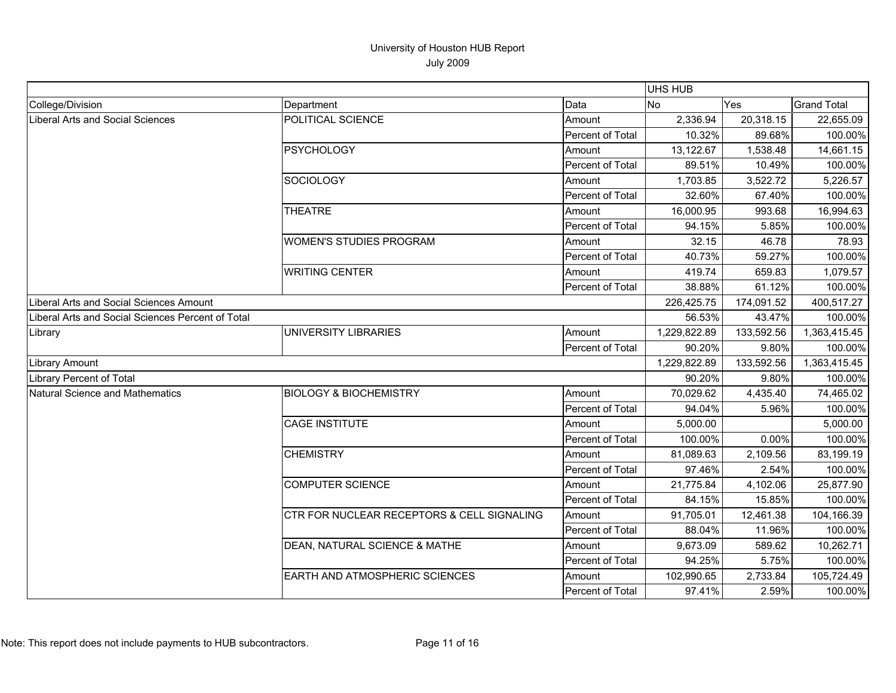# University of Houston HUB Report

July 2009

| | | | UHS HUB | | |
|---|---|---|---|---|---|
| College/Division | Department | Data | No | Yes | Grand Total |
| Liberal Arts and Social Sciences | POLITICAL SCIENCE | Amount | 2,336.94 | 20,318.15 | 22,655.09 |
| | | Percent of Total | 10.32% | 89.68% | 100.00% |
| | PSYCHOLOGY | Amount | 13,122.67 | 1,538.48 | 14,661.15 |
| | | Percent of Total | 89.51% | 10.49% | 100.00% |
| | SOCIOLOGY | Amount | 1,703.85 | 3,522.72 | 5,226.57 |
| | | Percent of Total | 32.60% | 67.40% | 100.00% |
| | THEATRE | Amount | 16,000.95 | 993.68 | 16,994.63 |
| | | Percent of Total | 94.15% | 5.85% | 100.00% |
| | WOMEN'S STUDIES PROGRAM | Amount | 32.15 | 46.78 | 78.93 |
| | | Percent of Total | 40.73% | 59.27% | 100.00% |
| | WRITING CENTER | Amount | 419.74 | 659.83 | 1,079.57 |
| | | Percent of Total | 38.88% | 61.12% | 100.00% |
| Liberal Arts and Social Sciences Amount | | | 226,425.75 | 174,091.52 | 400,517.27 |
| Liberal Arts and Social Sciences Percent of Total | | | 56.53% | 43.47% | 100.00% |
| Library | UNIVERSITY LIBRARIES | Amount | 1,229,822.89 | 133,592.56 | 1,363,415.45 |
| | | Percent of Total | 90.20% | 9.80% | 100.00% |
| Library Amount | | | 1,229,822.89 | 133,592.56 | 1,363,415.45 |
| Library Percent of Total | | | 90.20% | 9.80% | 100.00% |
| Natural Science and Mathematics | BIOLOGY & BIOCHEMISTRY | Amount | 70,029.62 | 4,435.40 | 74,465.02 |
| | | Percent of Total | 94.04% | 5.96% | 100.00% |
| | CAGE INSTITUTE | Amount | 5,000.00 | | 5,000.00 |
| | | Percent of Total | 100.00% | 0.00% | 100.00% |
| | CHEMISTRY | Amount | 81,089.63 | 2,109.56 | 83,199.19 |
| | | Percent of Total | 97.46% | 2.54% | 100.00% |
| | COMPUTER SCIENCE | Amount | 21,775.84 | 4,102.06 | 25,877.90 |
| | | Percent of Total | 84.15% | 15.85% | 100.00% |
| | CTR FOR NUCLEAR RECEPTORS & CELL SIGNALING | Amount | 91,705.01 | 12,461.38 | 104,166.39 |
| | | Percent of Total | 88.04% | 11.96% | 100.00% |
| | DEAN, NATURAL SCIENCE & MATHE | Amount | 9,673.09 | 589.62 | 10,262.71 |
| | | Percent of Total | 94.25% | 5.75% | 100.00% |
| | EARTH AND ATMOSPHERIC SCIENCES | Amount | 102,990.65 | 2,733.84 | 105,724.49 |
| | | Percent of Total | 97.41% | 2.59% | 100.00% |

Note: This report does not include payments to HUB subcontractors.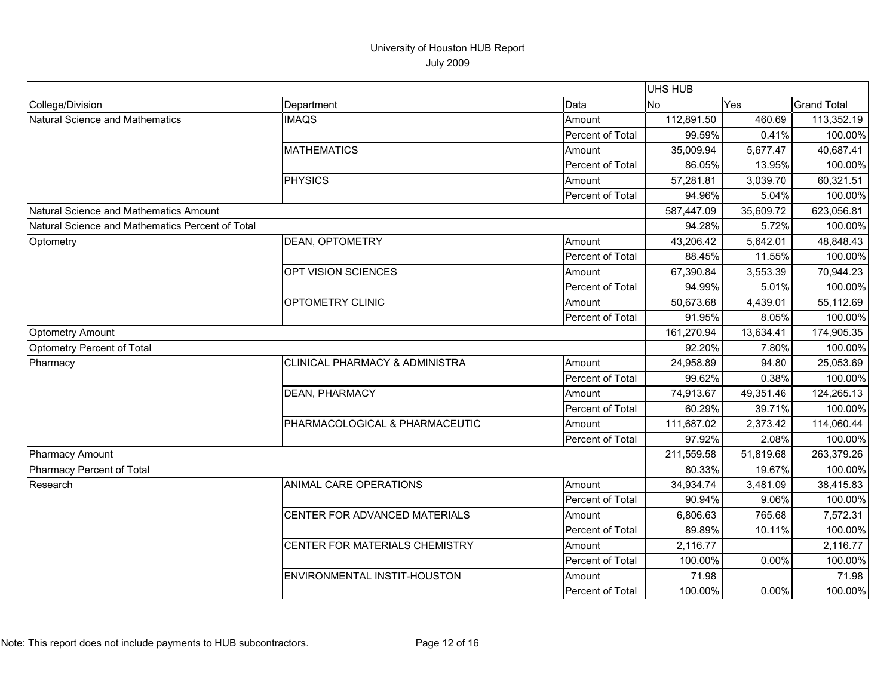# University of Houston HUB Report

July 2009

| | | | UHS HUB | | |
|---|---|---|---|---|---|
| College/Division | Department | Data | No | Yes | Grand Total |
| Natural Science and Mathematics | IMAQS | Amount | 112,891.50 | 460.69 | 113,352.19 |
| | | Percent of Total | 99.59% | 0.41% | 100.00% |
| | MATHEMATICS | Amount | 35,009.94 | 5,677.47 | 40,687.41 |
| | | Percent of Total | 86.05% | 13.95% | 100.00% |
| | PHYSICS | Amount | 57,281.81 | 3,039.70 | 60,321.51 |
| | | Percent of Total | 94.96% | 5.04% | 100.00% |
| Natural Science and Mathematics Amount | | | 587,447.09 | 35,609.72 | 623,056.81 |
| Natural Science and Mathematics Percent of Total | | | 94.28% | 5.72% | 100.00% |
| Optometry | DEAN, OPTOMETRY | Amount | 43,206.42 | 5,642.01 | 48,848.43 |
| | | Percent of Total | 88.45% | 11.55% | 100.00% |
| | OPT VISION SCIENCES | Amount | 67,390.84 | 3,553.39 | 70,944.23 |
| | | Percent of Total | 94.99% | 5.01% | 100.00% |
| | OPTOMETRY CLINIC | Amount | 50,673.68 | 4,439.01 | 55,112.69 |
| | | Percent of Total | 91.95% | 8.05% | 100.00% |
| Optometry Amount | | | 161,270.94 | 13,634.41 | 174,905.35 |
| Optometry Percent of Total | | | 92.20% | 7.80% | 100.00% |
| Pharmacy | CLINICAL PHARMACY & ADMINISTRA | Amount | 24,958.89 | 94.80 | 25,053.69 |
| | | Percent of Total | 99.62% | 0.38% | 100.00% |
| | DEAN, PHARMACY | Amount | 74,913.67 | 49,351.46 | 124,265.13 |
| | | Percent of Total | 60.29% | 39.71% | 100.00% |
| | PHARMACOLOGICAL & PHARMACEUTIC | Amount | 111,687.02 | 2,373.42 | 114,060.44 |
| | | Percent of Total | 97.92% | 2.08% | 100.00% |
| Pharmacy Amount | | | 211,559.58 | 51,819.68 | 263,379.26 |
| Pharmacy Percent of Total | | | 80.33% | 19.67% | 100.00% |
| Research | ANIMAL CARE OPERATIONS | Amount | 34,934.74 | 3,481.09 | 38,415.83 |
| | | Percent of Total | 90.94% | 9.06% | 100.00% |
| | CENTER FOR ADVANCED MATERIALS | Amount | 6,806.63 | 765.68 | 7,572.31 |
| | | Percent of Total | 89.89% | 10.11% | 100.00% |
| | CENTER FOR MATERIALS CHEMISTRY | Amount | 2,116.77 | | 2,116.77 |
| | | Percent of Total | 100.00% | 0.00% | 100.00% |
| | ENVIRONMENTAL INSTIT-HOUSTON | Amount | 71.98 | | 71.98 |
| | | Percent of Total | 100.00% | 0.00% | 100.00% |

Note: This report does not include payments to HUB subcontractors.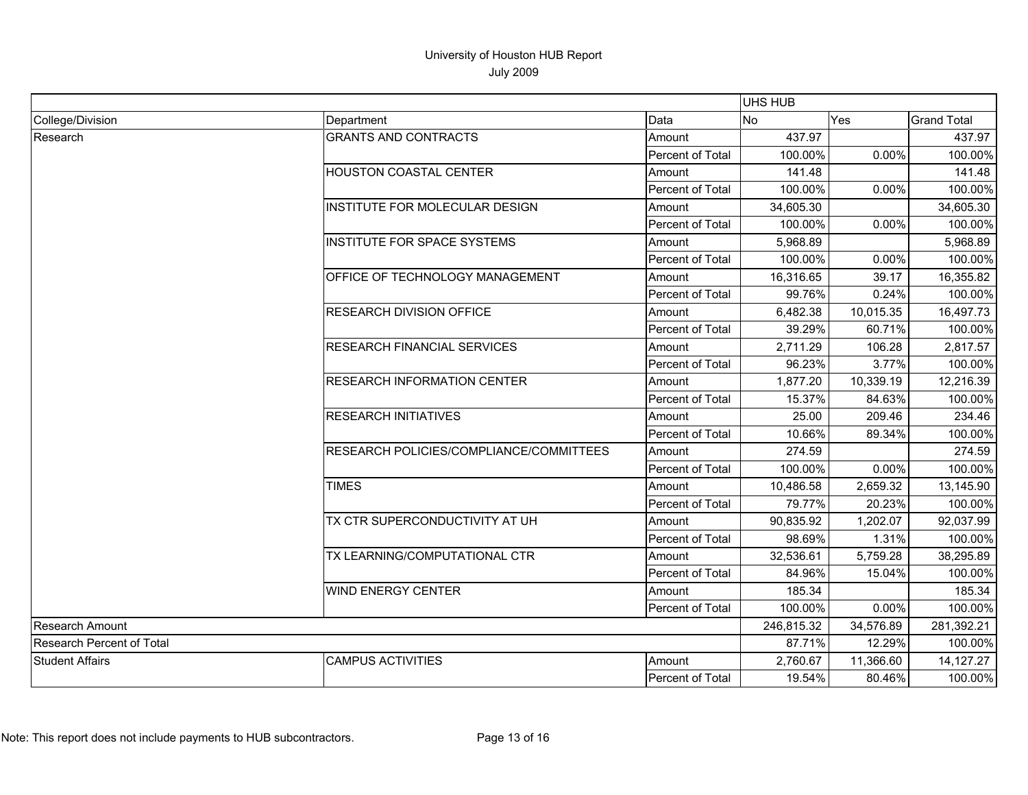University of Houston HUB Report
July 2009

| | | | UHS HUB | | |
|---|---|---|---|---|---|
| College/Division | Department | Data | No | Yes | Grand Total |
| Research | GRANTS AND CONTRACTS | Amount | 437.97 | | 437.97 |
| | | Percent of Total | 100.00% | 0.00% | 100.00% |
| | HOUSTON COASTAL CENTER | Amount | 141.48 | | 141.48 |
| | | Percent of Total | 100.00% | 0.00% | 100.00% |
| | INSTITUTE FOR MOLECULAR DESIGN | Amount | 34,605.30 | | 34,605.30 |
| | | Percent of Total | 100.00% | 0.00% | 100.00% |
| | INSTITUTE FOR SPACE SYSTEMS | Amount | 5,968.89 | | 5,968.89 |
| | | Percent of Total | 100.00% | 0.00% | 100.00% |
| | OFFICE OF TECHNOLOGY MANAGEMENT | Amount | 16,316.65 | 39.17 | 16,355.82 |
| | | Percent of Total | 99.76% | 0.24% | 100.00% |
| | RESEARCH DIVISION OFFICE | Amount | 6,482.38 | 10,015.35 | 16,497.73 |
| | | Percent of Total | 39.29% | 60.71% | 100.00% |
| | RESEARCH FINANCIAL SERVICES | Amount | 2,711.29 | 106.28 | 2,817.57 |
| | | Percent of Total | 96.23% | 3.77% | 100.00% |
| | RESEARCH INFORMATION CENTER | Amount | 1,877.20 | 10,339.19 | 12,216.39 |
| | | Percent of Total | 15.37% | 84.63% | 100.00% |
| | RESEARCH INITIATIVES | Amount | 25.00 | 209.46 | 234.46 |
| | | Percent of Total | 10.66% | 89.34% | 100.00% |
| | RESEARCH POLICIES/COMPLIANCE/COMMITTEES | Amount | 274.59 | | 274.59 |
| | | Percent of Total | 100.00% | 0.00% | 100.00% |
| | TIMES | Amount | 10,486.58 | 2,659.32 | 13,145.90 |
| | | Percent of Total | 79.77% | 20.23% | 100.00% |
| | TX CTR SUPERCONDUCTIVITY AT UH | Amount | 90,835.92 | 1,202.07 | 92,037.99 |
| | | Percent of Total | 98.69% | 1.31% | 100.00% |
| | TX LEARNING/COMPUTATIONAL CTR | Amount | 32,536.61 | 5,759.28 | 38,295.89 |
| | | Percent of Total | 84.96% | 15.04% | 100.00% |
| | WIND ENERGY CENTER | Amount | 185.34 | | 185.34 |
| | | Percent of Total | 100.00% | 0.00% | 100.00% |
| Research Amount | | | 246,815.32 | 34,576.89 | 281,392.21 |
| Research Percent of Total | | | 87.71% | 12.29% | 100.00% |
| Student Affairs | CAMPUS ACTIVITIES | Amount | 2,760.67 | 11,366.60 | 14,127.27 |
| | | Percent of Total | 19.54% | 80.46% | 100.00% |

Note: This report does not include payments to HUB subcontractors.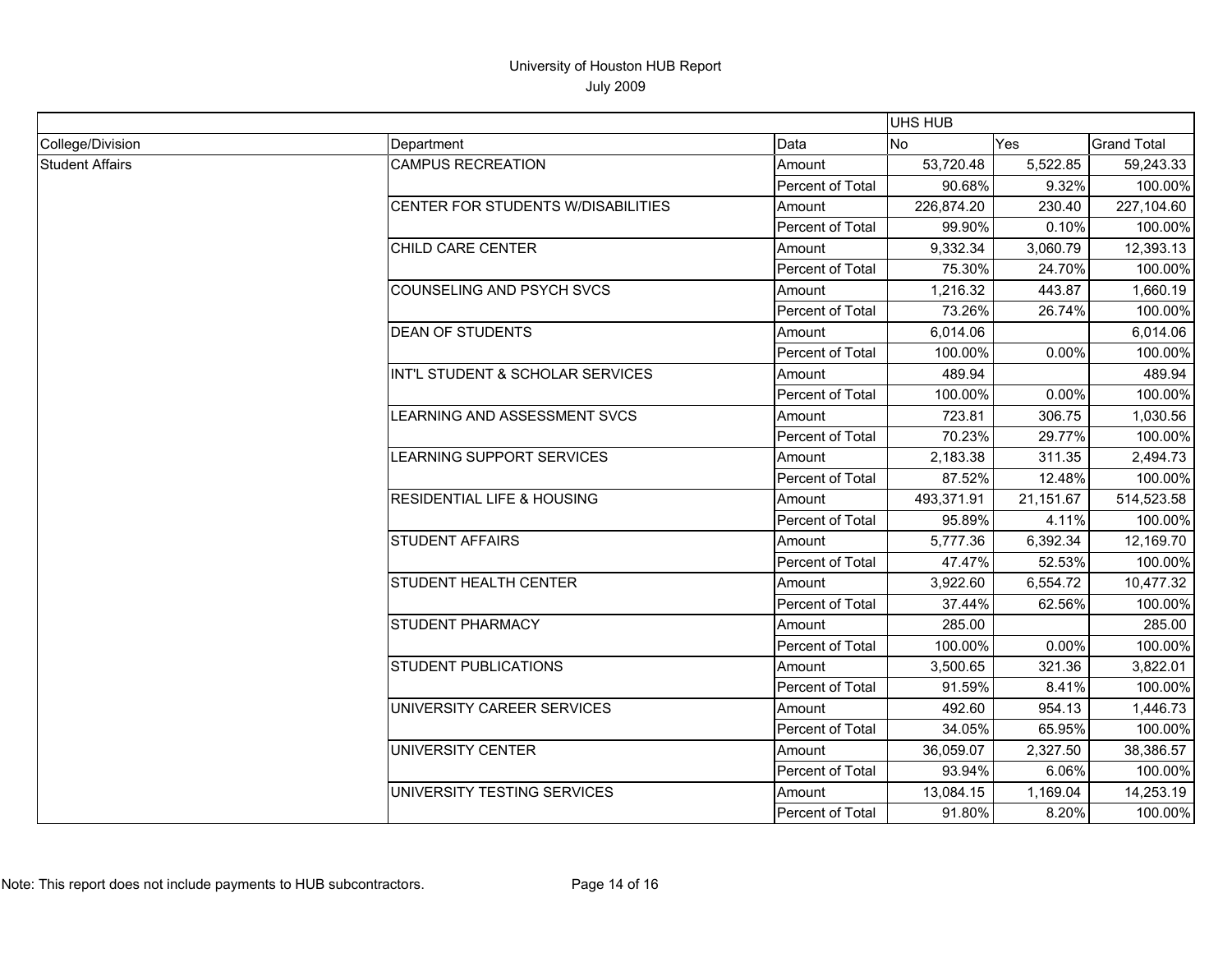# University of Houston HUB Report

July 2009

| | | | UHS HUB | | |
|---|---|---|---|---|---|
| College/Division | Department | Data | No | Yes | Grand Total |
| Student Affairs | CAMPUS RECREATION | Amount | 53,720.48 | 5,522.85 | 59,243.33 |
| | | Percent of Total | 90.68% | 9.32% | 100.00% |
| | CENTER FOR STUDENTS W/DISABILITIES | Amount | 226,874.20 | 230.40 | 227,104.60 |
| | | Percent of Total | 99.90% | 0.10% | 100.00% |
| | CHILD CARE CENTER | Amount | 9,332.34 | 3,060.79 | 12,393.13 |
| | | Percent of Total | 75.30% | 24.70% | 100.00% |
| | COUNSELING AND PSYCH SVCS | Amount | 1,216.32 | 443.87 | 1,660.19 |
| | | Percent of Total | 73.26% | 26.74% | 100.00% |
| | DEAN OF STUDENTS | Amount | 6,014.06 | | 6,014.06 |
| | | Percent of Total | 100.00% | 0.00% | 100.00% |
| | INT'L STUDENT & SCHOLAR SERVICES | Amount | 489.94 | | 489.94 |
| | | Percent of Total | 100.00% | 0.00% | 100.00% |
| | LEARNING AND ASSESSMENT SVCS | Amount | 723.81 | 306.75 | 1,030.56 |
| | | Percent of Total | 70.23% | 29.77% | 100.00% |
| | LEARNING SUPPORT SERVICES | Amount | 2,183.38 | 311.35 | 2,494.73 |
| | | Percent of Total | 87.52% | 12.48% | 100.00% |
| | RESIDENTIAL LIFE & HOUSING | Amount | 493,371.91 | 21,151.67 | 514,523.58 |
| | | Percent of Total | 95.89% | 4.11% | 100.00% |
| | STUDENT AFFAIRS | Amount | 5,777.36 | 6,392.34 | 12,169.70 |
| | | Percent of Total | 47.47% | 52.53% | 100.00% |
| | STUDENT HEALTH CENTER | Amount | 3,922.60 | 6,554.72 | 10,477.32 |
| | | Percent of Total | 37.44% | 62.56% | 100.00% |
| | STUDENT PHARMACY | Amount | 285.00 | | 285.00 |
| | | Percent of Total | 100.00% | 0.00% | 100.00% |
| | STUDENT PUBLICATIONS | Amount | 3,500.65 | 321.36 | 3,822.01 |
| | | Percent of Total | 91.59% | 8.41% | 100.00% |
| | UNIVERSITY CAREER SERVICES | Amount | 492.60 | 954.13 | 1,446.73 |
| | | Percent of Total | 34.05% | 65.95% | 100.00% |
| | UNIVERSITY CENTER | Amount | 36,059.07 | 2,327.50 | 38,386.57 |
| | | Percent of Total | 93.94% | 6.06% | 100.00% |
| | UNIVERSITY TESTING SERVICES | Amount | 13,084.15 | 1,169.04 | 14,253.19 |
| | | Percent of Total | 91.80% | 8.20% | 100.00% |

Note: This report does not include payments to HUB subcontractors.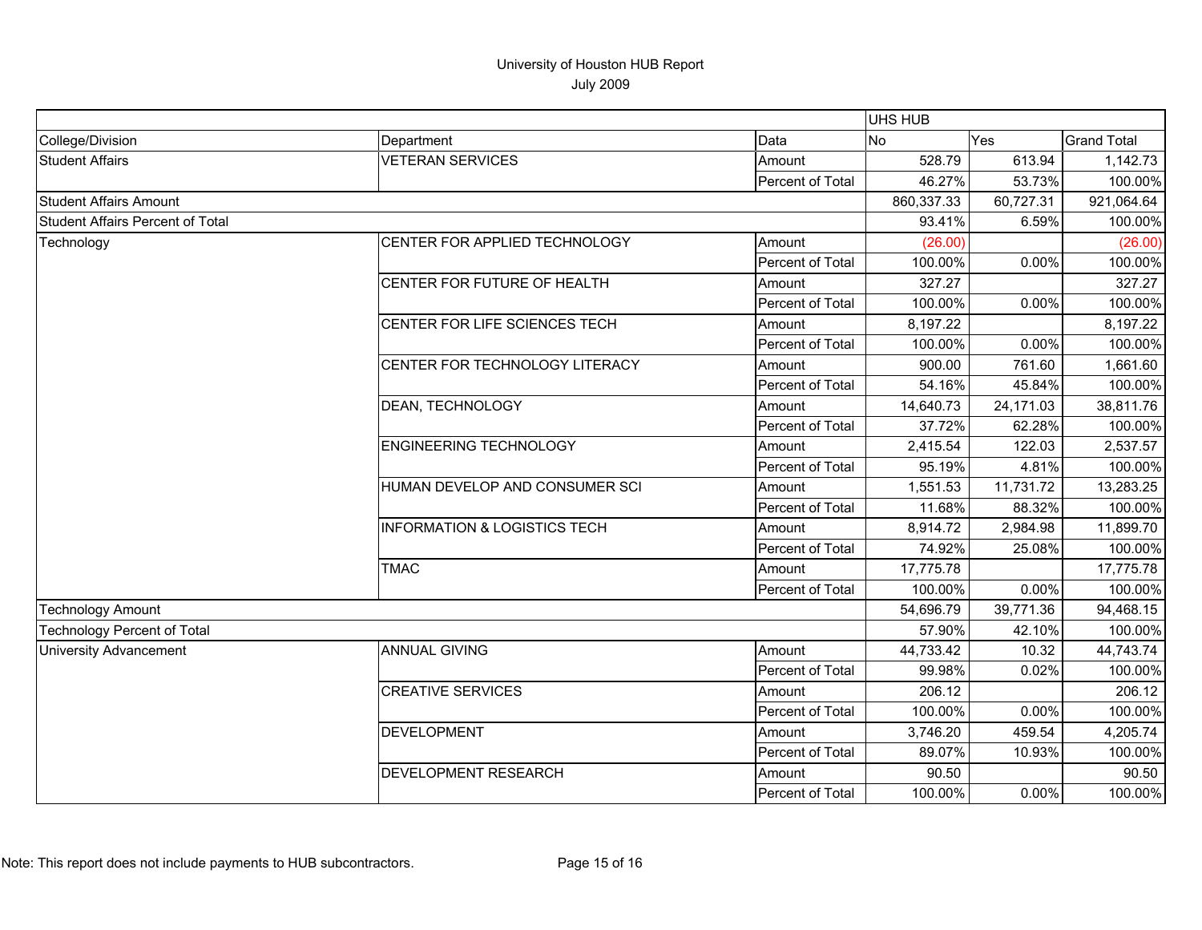# University of Houston HUB Report

July 2009

| College/Division | Department | Data | UHS HUB No | Yes | Grand Total |
|---|---|---|---|---|---|
| Student Affairs | VETERAN SERVICES | Amount | 528.79 | 613.94 | 1,142.73 |
| | | Percent of Total | 46.27% | 53.73% | 100.00% |
| Student Affairs Amount | | | 860,337.33 | 60,727.31 | 921,064.64 |
| Student Affairs Percent of Total | | | 93.41% | 6.59% | 100.00% |
| Technology | CENTER FOR APPLIED TECHNOLOGY | Amount | (26.00) | | (26.00) |
| | | Percent of Total | 100.00% | 0.00% | 100.00% |
| | CENTER FOR FUTURE OF HEALTH | Amount | 327.27 | | 327.27 |
| | | Percent of Total | 100.00% | 0.00% | 100.00% |
| | CENTER FOR LIFE SCIENCES TECH | Amount | 8,197.22 | | 8,197.22 |
| | | Percent of Total | 100.00% | 0.00% | 100.00% |
| | CENTER FOR TECHNOLOGY LITERACY | Amount | 900.00 | 761.60 | 1,661.60 |
| | | Percent of Total | 54.16% | 45.84% | 100.00% |
| | DEAN, TECHNOLOGY | Amount | 14,640.73 | 24,171.03 | 38,811.76 |
| | | Percent of Total | 37.72% | 62.28% | 100.00% |
| | ENGINEERING TECHNOLOGY | Amount | 2,415.54 | 122.03 | 2,537.57 |
| | | Percent of Total | 95.19% | 4.81% | 100.00% |
| | HUMAN DEVELOP AND CONSUMER SCI | Amount | 1,551.53 | 11,731.72 | 13,283.25 |
| | | Percent of Total | 11.68% | 88.32% | 100.00% |
| | INFORMATION & LOGISTICS TECH | Amount | 8,914.72 | 2,984.98 | 11,899.70 |
| | | Percent of Total | 74.92% | 25.08% | 100.00% |
| | TMAC | Amount | 17,775.78 | | 17,775.78 |
| | | Percent of Total | 100.00% | 0.00% | 100.00% |
| Technology Amount | | | 54,696.79 | 39,771.36 | 94,468.15 |
| Technology Percent of Total | | | 57.90% | 42.10% | 100.00% |
| University Advancement | ANNUAL GIVING | Amount | 44,733.42 | 10.32 | 44,743.74 |
| | | Percent of Total | 99.98% | 0.02% | 100.00% |
| | CREATIVE SERVICES | Amount | 206.12 | | 206.12 |
| | | Percent of Total | 100.00% | 0.00% | 100.00% |
| | DEVELOPMENT | Amount | 3,746.20 | 459.54 | 4,205.74 |
| | | Percent of Total | 89.07% | 10.93% | 100.00% |
| | DEVELOPMENT RESEARCH | Amount | 90.50 | | 90.50 |
| | | Percent of Total | 100.00% | 0.00% | 100.00% |

Note: This report does not include payments to HUB subcontractors.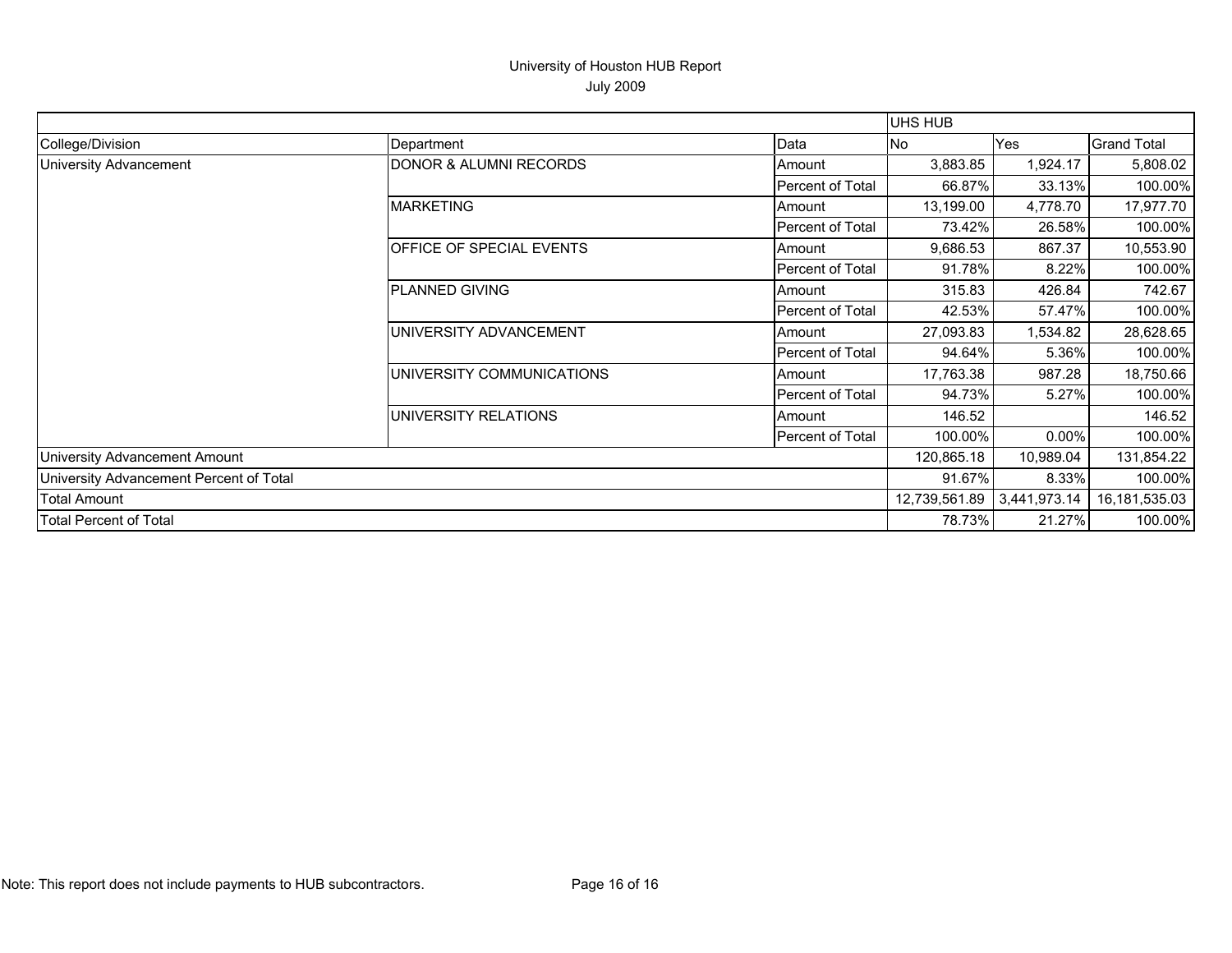# University of Houston HUB Report

July 2009

| | | | UHS HUB | | |
|---|---|---|---|---|---|
| College/Division | Department | Data | No | Yes | Grand Total |
| University Advancement | DONOR & ALUMNI RECORDS | Amount | 3,883.85 | 1,924.17 | 5,808.02 |
| | | Percent of Total | 66.87% | 33.13% | 100.00% |
| | MARKETING | Amount | 13,199.00 | 4,778.70 | 17,977.70 |
| | | Percent of Total | 73.42% | 26.58% | 100.00% |
| | OFFICE OF SPECIAL EVENTS | Amount | 9,686.53 | 867.37 | 10,553.90 |
| | | Percent of Total | 91.78% | 8.22% | 100.00% |
| | PLANNED GIVING | Amount | 315.83 | 426.84 | 742.67 |
| | | Percent of Total | 42.53% | 57.47% | 100.00% |
| | UNIVERSITY ADVANCEMENT | Amount | 27,093.83 | 1,534.82 | 28,628.65 |
| | | Percent of Total | 94.64% | 5.36% | 100.00% |
| | UNIVERSITY COMMUNICATIONS | Amount | 17,763.38 | 987.28 | 18,750.66 |
| | | Percent of Total | 94.73% | 5.27% | 100.00% |
| | UNIVERSITY RELATIONS | Amount | 146.52 | | 146.52 |
| | | Percent of Total | 100.00% | 0.00% | 100.00% |
| University Advancement Amount | | | 120,865.18 | 10,989.04 | 131,854.22 |
| University Advancement Percent of Total | | | 91.67% | 8.33% | 100.00% |
| Total Amount | | | 12,739,561.89 | 3,441,973.14 | 16,181,535.03 |
| Total Percent of Total | | | 78.73% | 21.27% | 100.00% |

Note: This report does not include payments to HUB subcontractors.